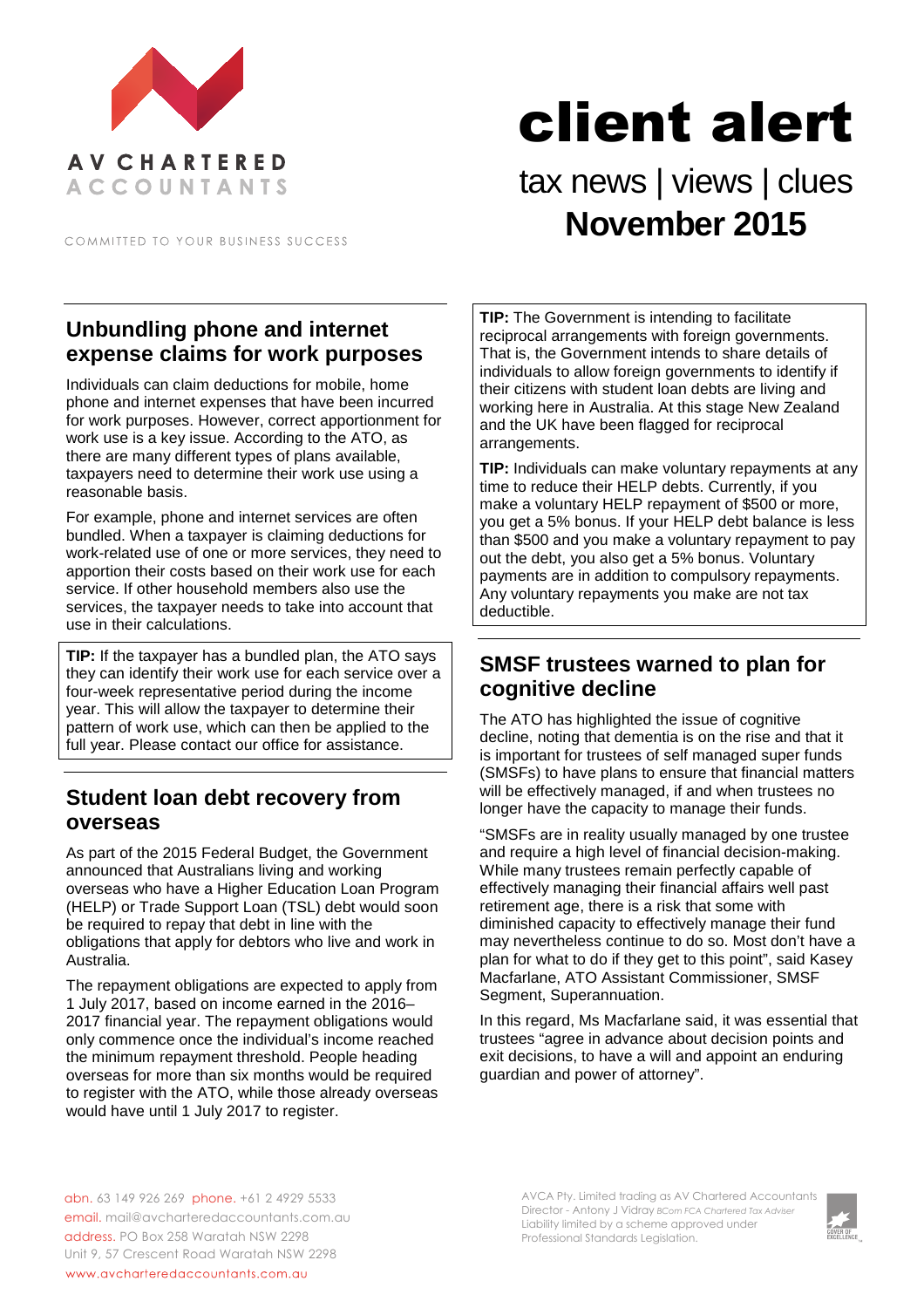AV CHARTERED ACCOUNTANTS

COMMITTED TO YOUR BUSINESS SUCCESS

# client alert

tax news | views | clues

**November 2015**

## Unbundling phone and internet expense claims for work purposes

Individuals can claim deductions for mobile, home phone and internet expenses that have been incurred for work purposes. However, correct apportionment for work use is a key issue. According to the ATO, as there are many different types of plans available, taxpayers need to determine their work use using a reasonable basis.

For example, phone and internet services are often bundled. When a taxpayer is claiming deductions for work-related use of one or more services, they need to apportion their costs based on their work use for each service. If other household members also use the services, the taxpayer needs to take into account that use in their calculations.

**TIP:** If the taxpayer has a bundled plan, the ATO says they can identify their work use for each service over a four-week representative period during the income year. This will allow the taxpayer to determine their pattern of work use, which can then be applied to the full year. Please contact our office for assistance.

## Student loan debt recovery from overseas

As part of the 2015 Federal Budget, the Government announced that Australians living and working overseas who have a Higher Education Loan Program (HELP) or Trade Support Loan (TSL) debt would soon be required to repay that debt in line with the obligations that apply for debtors who live and work in Australia.

The repayment obligations are expected to apply from 1 July 2017, based on income earned in the 2016–2017 financial year. The repayment obligations would only commence once the individual's income reached the minimum repayment threshold. People heading overseas for more than six months would be required to register with the ATO, while those already overseas would have until 1 July 2017 to register.

**TIP:** The Government is intending to facilitate reciprocal arrangements with foreign governments. That is, the Government intends to share details of individuals to allow foreign governments to identify if their citizens with student loan debts are living and working here in Australia. At this stage New Zealand and the UK have been flagged for reciprocal arrangements.

**TIP:** Individuals can make voluntary repayments at any time to reduce their HELP debts. Currently, if you make a voluntary HELP repayment of $500 or more, you get a 5% bonus. If your HELP debt balance is less than $500 and you make a voluntary repayment to pay out the debt, you also get a 5% bonus. Voluntary payments are in addition to compulsory repayments. Any voluntary repayments you make are not tax deductible.

## SMSF trustees warned to plan for cognitive decline

The ATO has highlighted the issue of cognitive decline, noting that dementia is on the rise and that it is important for trustees of self managed super funds (SMSFs) to have plans to ensure that financial matters will be effectively managed, if and when trustees no longer have the capacity to manage their funds.

"SMSFs are in reality usually managed by one trustee and require a high level of financial decision-making. While many trustees remain perfectly capable of effectively managing their financial affairs well past retirement age, there is a risk that some with diminished capacity to effectively manage their fund may nevertheless continue to do so. Most don't have a plan for what to do if they get to this point", said Kasey Macfarlane, ATO Assistant Commissioner, SMSF Segment, Superannuation.

In this regard, Ms Macfarlane said, it was essential that trustees "agree in advance about decision points and exit decisions, to have a will and appoint an enduring guardian and power of attorney".

abn. 63 149 926 269 phone. +61 2 4929 5533
email. mail@avcharteredaccountants.com.au
address. PO Box 258 Waratah NSW 2298
Unit 9, 57 Crescent Road Waratah NSW 2298
www.avcharteredaccountants.com.au

AVCA Pty. Limited trading as AV Chartered Accountants
Director - Antony J Vidray *BCom FCA Chartered Tax Adviser*
Liability limited by a scheme approved under Professional Standards Legislation.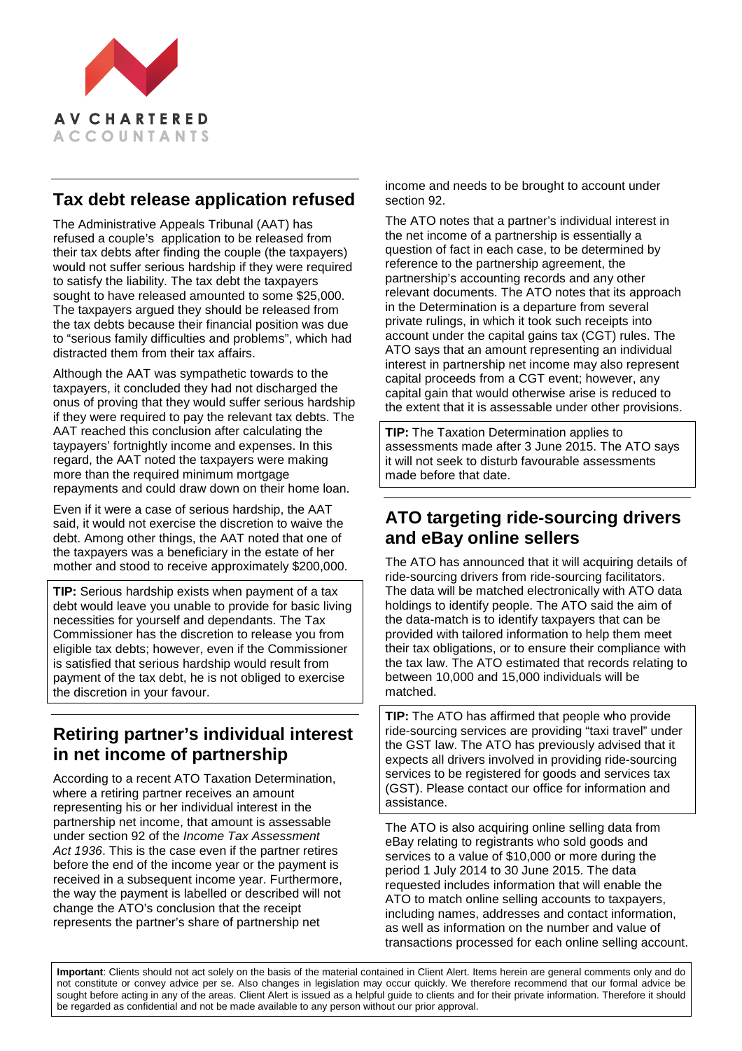AV CHARTERED ACCOUNTANTS

## Tax debt release application refused

The Administrative Appeals Tribunal (AAT) has refused a couple's application to be released from their tax debts after finding the couple (the taxpayers) would not suffer serious hardship if they were required to satisfy the liability. The tax debt the taxpayers sought to have released amounted to some $25,000. The taxpayers argued they should be released from the tax debts because their financial position was due to "serious family difficulties and problems", which had distracted them from their tax affairs.

Although the AAT was sympathetic towards to the taxpayers, it concluded they had not discharged the onus of proving that they would suffer serious hardship if they were required to pay the relevant tax debts. The AAT reached this conclusion after calculating the taypayers' fortnightly income and expenses. In this regard, the AAT noted the taxpayers were making more than the required minimum mortgage repayments and could draw down on their home loan.

Even if it were a case of serious hardship, the AAT said, it would not exercise the discretion to waive the debt. Among other things, the AAT noted that one of the taxpayers was a beneficiary in the estate of her mother and stood to receive approximately $200,000.

**TIP:** Serious hardship exists when payment of a tax debt would leave you unable to provide for basic living necessities for yourself and dependants. The Tax Commissioner has the discretion to release you from eligible tax debts; however, even if the Commissioner is satisfied that serious hardship would result from payment of the tax debt, he is not obliged to exercise the discretion in your favour.

## Retiring partner's individual interest in net income of partnership

According to a recent ATO Taxation Determination, where a retiring partner receives an amount representing his or her individual interest in the partnership net income, that amount is assessable under section 92 of the *Income Tax Assessment Act 1936*. This is the case even if the partner retires before the end of the income year or the payment is received in a subsequent income year. Furthermore, the way the payment is labelled or described will not change the ATO's conclusion that the receipt represents the partner's share of partnership net income and needs to be brought to account under section 92.

The ATO notes that a partner's individual interest in the net income of a partnership is essentially a question of fact in each case, to be determined by reference to the partnership agreement, the partnership's accounting records and any other relevant documents. The ATO notes that its approach in the Determination is a departure from several private rulings, in which it took such receipts into account under the capital gains tax (CGT) rules. The ATO says that an amount representing an individual interest in partnership net income may also represent capital proceeds from a CGT event; however, any capital gain that would otherwise arise is reduced to the extent that it is assessable under other provisions.

**TIP:** The Taxation Determination applies to assessments made after 3 June 2015. The ATO says it will not seek to disturb favourable assessments made before that date.

## ATO targeting ride-sourcing drivers and eBay online sellers

The ATO has announced that it will acquiring details of ride-sourcing drivers from ride-sourcing facilitators. The data will be matched electronically with ATO data holdings to identify people. The ATO said the aim of the data-match is to identify taxpayers that can be provided with tailored information to help them meet their tax obligations, or to ensure their compliance with the tax law. The ATO estimated that records relating to between 10,000 and 15,000 individuals will be matched.

**TIP:** The ATO has affirmed that people who provide ride-sourcing services are providing "taxi travel" under the GST law. The ATO has previously advised that it expects all drivers involved in providing ride-sourcing services to be registered for goods and services tax (GST). Please contact our office for information and assistance.

The ATO is also acquiring online selling data from eBay relating to registrants who sold goods and services to a value of $10,000 or more during the period 1 July 2014 to 30 June 2015. The data requested includes information that will enable the ATO to match online selling accounts to taxpayers, including names, addresses and contact information, as well as information on the number and value of transactions processed for each online selling account.

**Important**: Clients should not act solely on the basis of the material contained in Client Alert. Items herein are general comments only and do not constitute or convey advice per se. Also changes in legislation may occur quickly. We therefore recommend that our formal advice be sought before acting in any of the areas. Client Alert is issued as a helpful guide to clients and for their private information. Therefore it should be regarded as confidential and not be made available to any person without our prior approval.